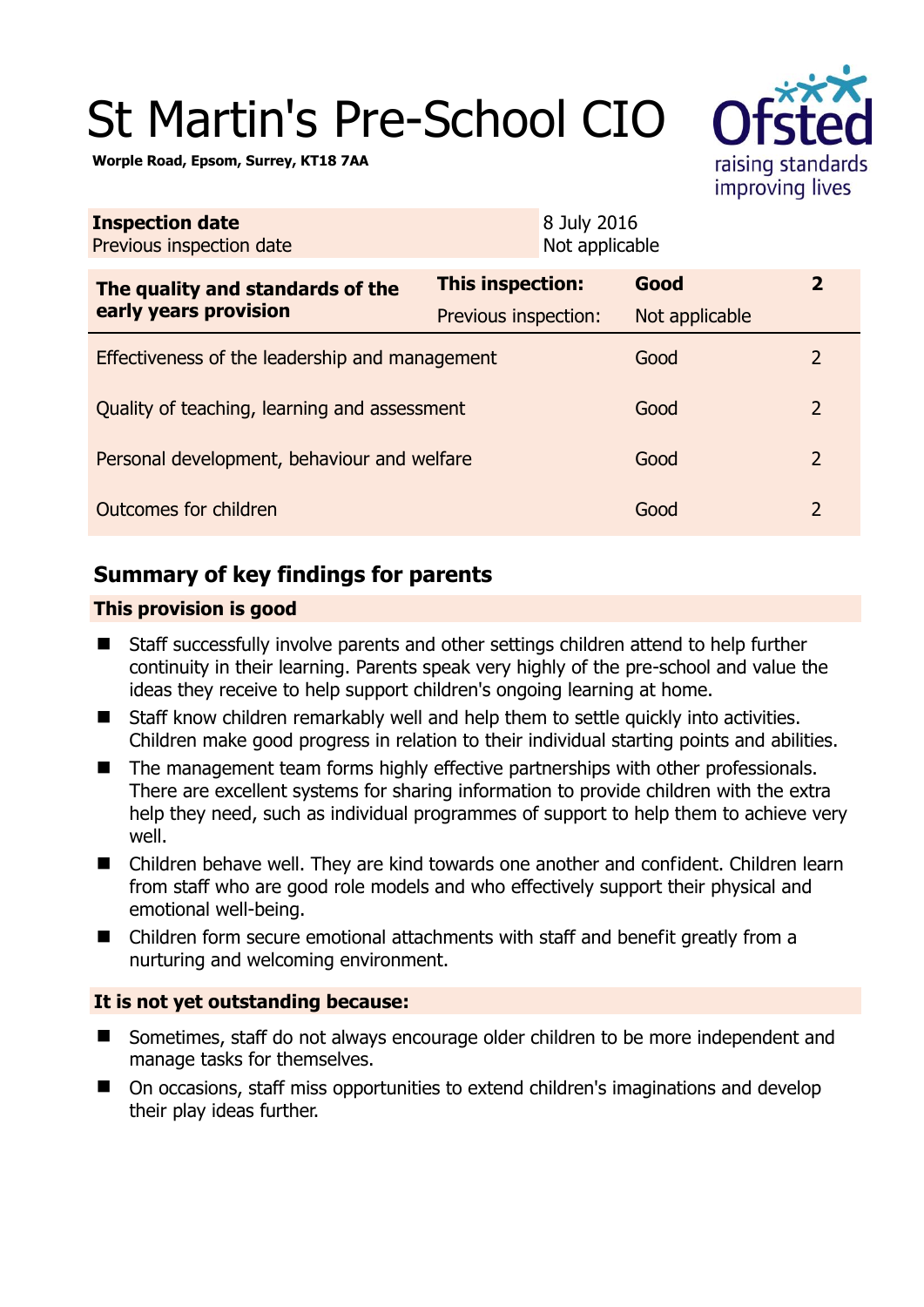# St Martin's Pre-School CIO

**Worple Road, Epsom, Surrey, KT18 7AA**

| | |
|---|---|
| **Inspection date** | 8 July 2016 |
| Previous inspection date | Not applicable |

| **The quality and standards of the early years provision** | **This inspection:** | **Good** | **2** |
|---|---|---|---|
| | Previous inspection: | Not applicable | |
| Effectiveness of the leadership and management | | Good | 2 |
| Quality of teaching, learning and assessment | | Good | 2 |
| Personal development, behaviour and welfare | | Good | 2 |
| Outcomes for children | | Good | 2 |

## Summary of key findings for parents

### This provision is good

- Staff successfully involve parents and other settings children attend to help further continuity in their learning. Parents speak very highly of the pre-school and value the ideas they receive to help support children's ongoing learning at home.
- Staff know children remarkably well and help them to settle quickly into activities. Children make good progress in relation to their individual starting points and abilities.
- The management team forms highly effective partnerships with other professionals. There are excellent systems for sharing information to provide children with the extra help they need, such as individual programmes of support to help them to achieve very well.
- Children behave well. They are kind towards one another and confident. Children learn from staff who are good role models and who effectively support their physical and emotional well-being.
- Children form secure emotional attachments with staff and benefit greatly from a nurturing and welcoming environment.

### It is not yet outstanding because:

- Sometimes, staff do not always encourage older children to be more independent and manage tasks for themselves.
- On occasions, staff miss opportunities to extend children's imaginations and develop their play ideas further.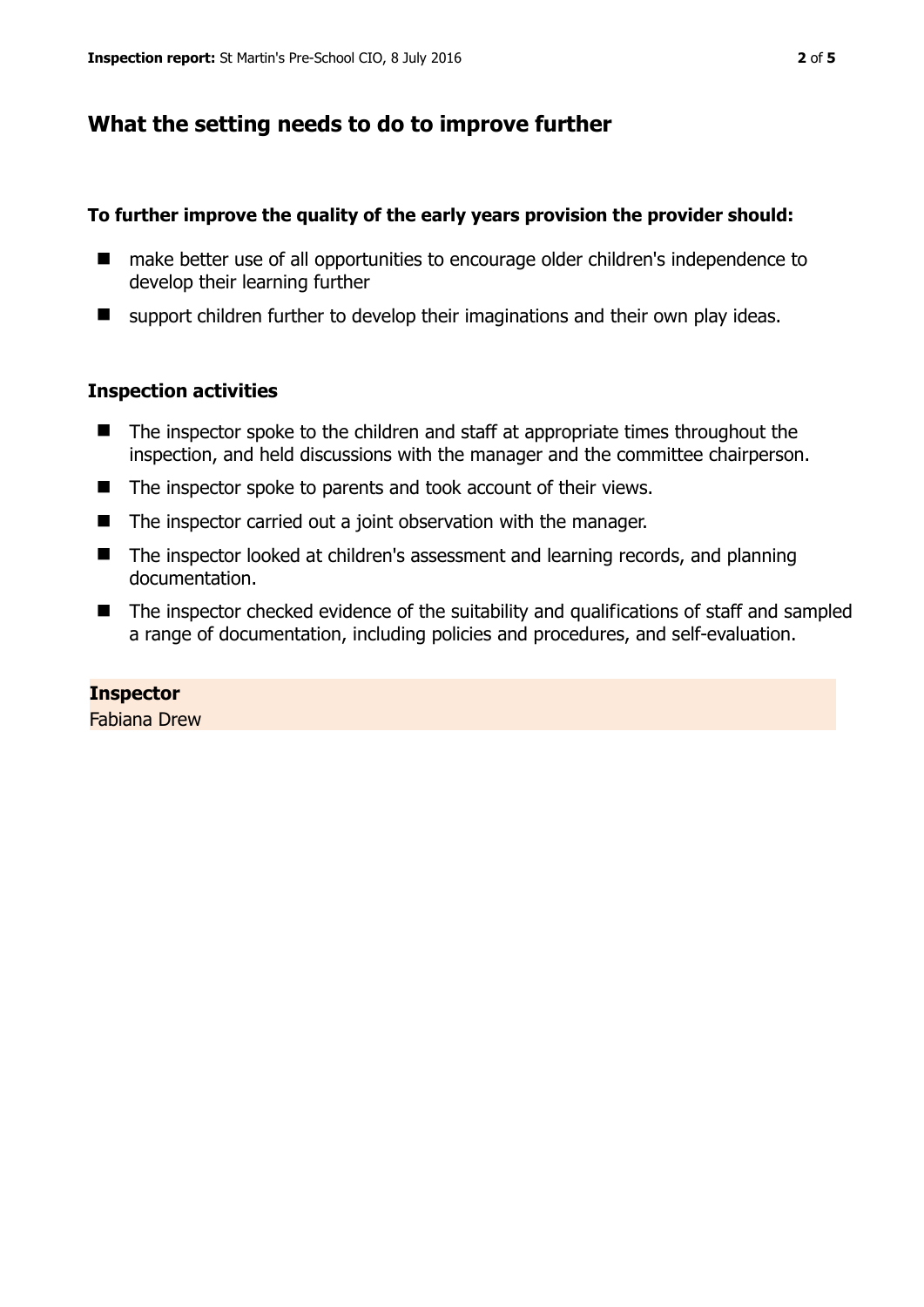## What the setting needs to do to improve further

**To further improve the quality of the early years provision the provider should:**

- make better use of all opportunities to encourage older children's independence to develop their learning further
- support children further to develop their imaginations and their own play ideas.

### Inspection activities

- The inspector spoke to the children and staff at appropriate times throughout the inspection, and held discussions with the manager and the committee chairperson.
- The inspector spoke to parents and took account of their views.
- The inspector carried out a joint observation with the manager.
- The inspector looked at children's assessment and learning records, and planning documentation.
- The inspector checked evidence of the suitability and qualifications of staff and sampled a range of documentation, including policies and procedures, and self-evaluation.

**Inspector**
Fabiana Drew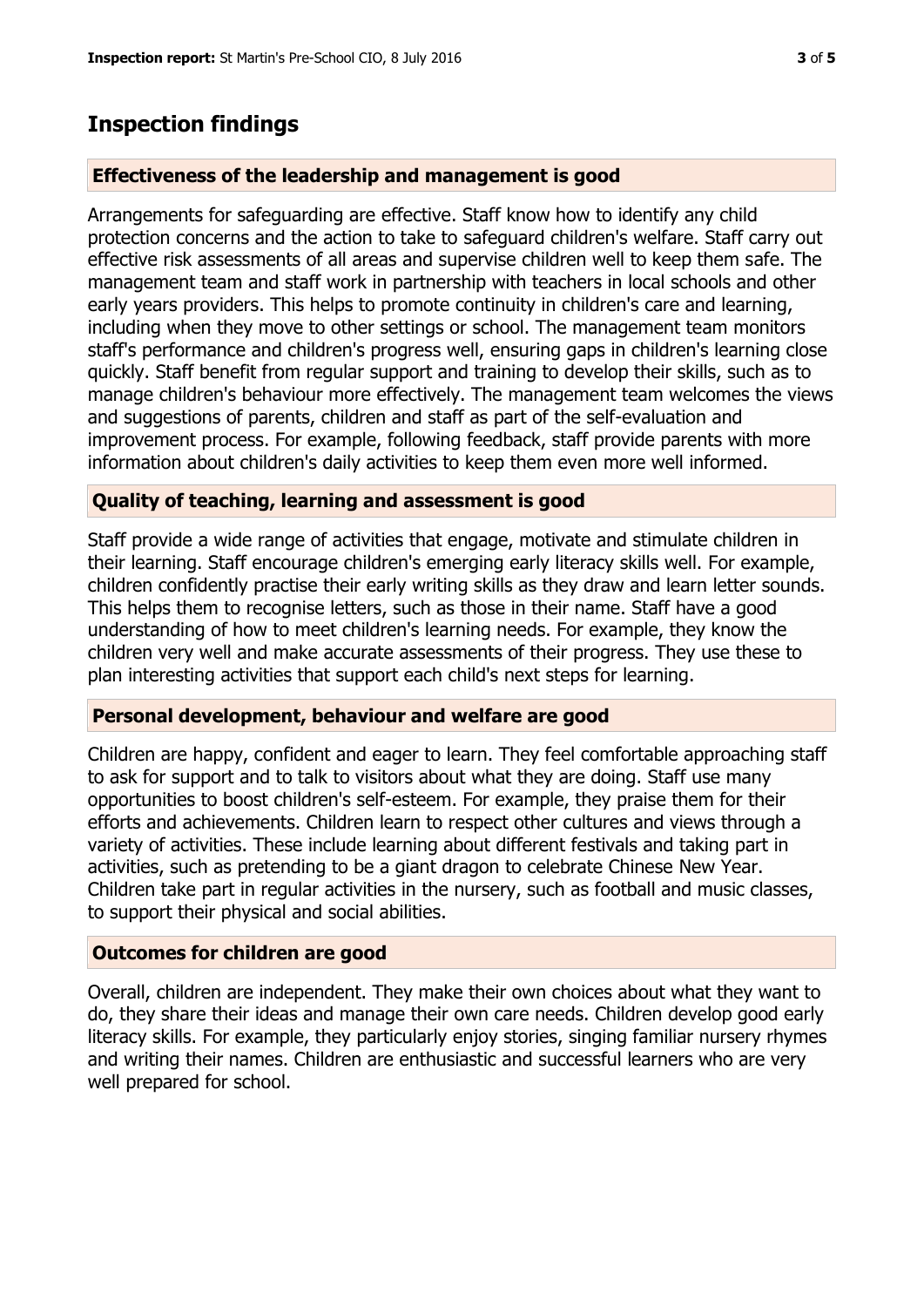## Inspection findings

### Effectiveness of the leadership and management is good

Arrangements for safeguarding are effective. Staff know how to identify any child protection concerns and the action to take to safeguard children's welfare. Staff carry out effective risk assessments of all areas and supervise children well to keep them safe. The management team and staff work in partnership with teachers in local schools and other early years providers. This helps to promote continuity in children's care and learning, including when they move to other settings or school. The management team monitors staff's performance and children's progress well, ensuring gaps in children's learning close quickly. Staff benefit from regular support and training to develop their skills, such as to manage children's behaviour more effectively. The management team welcomes the views and suggestions of parents, children and staff as part of the self-evaluation and improvement process. For example, following feedback, staff provide parents with more information about children's daily activities to keep them even more well informed.

### Quality of teaching, learning and assessment is good

Staff provide a wide range of activities that engage, motivate and stimulate children in their learning. Staff encourage children's emerging early literacy skills well. For example, children confidently practise their early writing skills as they draw and learn letter sounds. This helps them to recognise letters, such as those in their name. Staff have a good understanding of how to meet children's learning needs. For example, they know the children very well and make accurate assessments of their progress. They use these to plan interesting activities that support each child's next steps for learning.

### Personal development, behaviour and welfare are good

Children are happy, confident and eager to learn. They feel comfortable approaching staff to ask for support and to talk to visitors about what they are doing. Staff use many opportunities to boost children's self-esteem. For example, they praise them for their efforts and achievements. Children learn to respect other cultures and views through a variety of activities. These include learning about different festivals and taking part in activities, such as pretending to be a giant dragon to celebrate Chinese New Year. Children take part in regular activities in the nursery, such as football and music classes, to support their physical and social abilities.

### Outcomes for children are good

Overall, children are independent. They make their own choices about what they want to do, they share their ideas and manage their own care needs. Children develop good early literacy skills. For example, they particularly enjoy stories, singing familiar nursery rhymes and writing their names. Children are enthusiastic and successful learners who are very well prepared for school.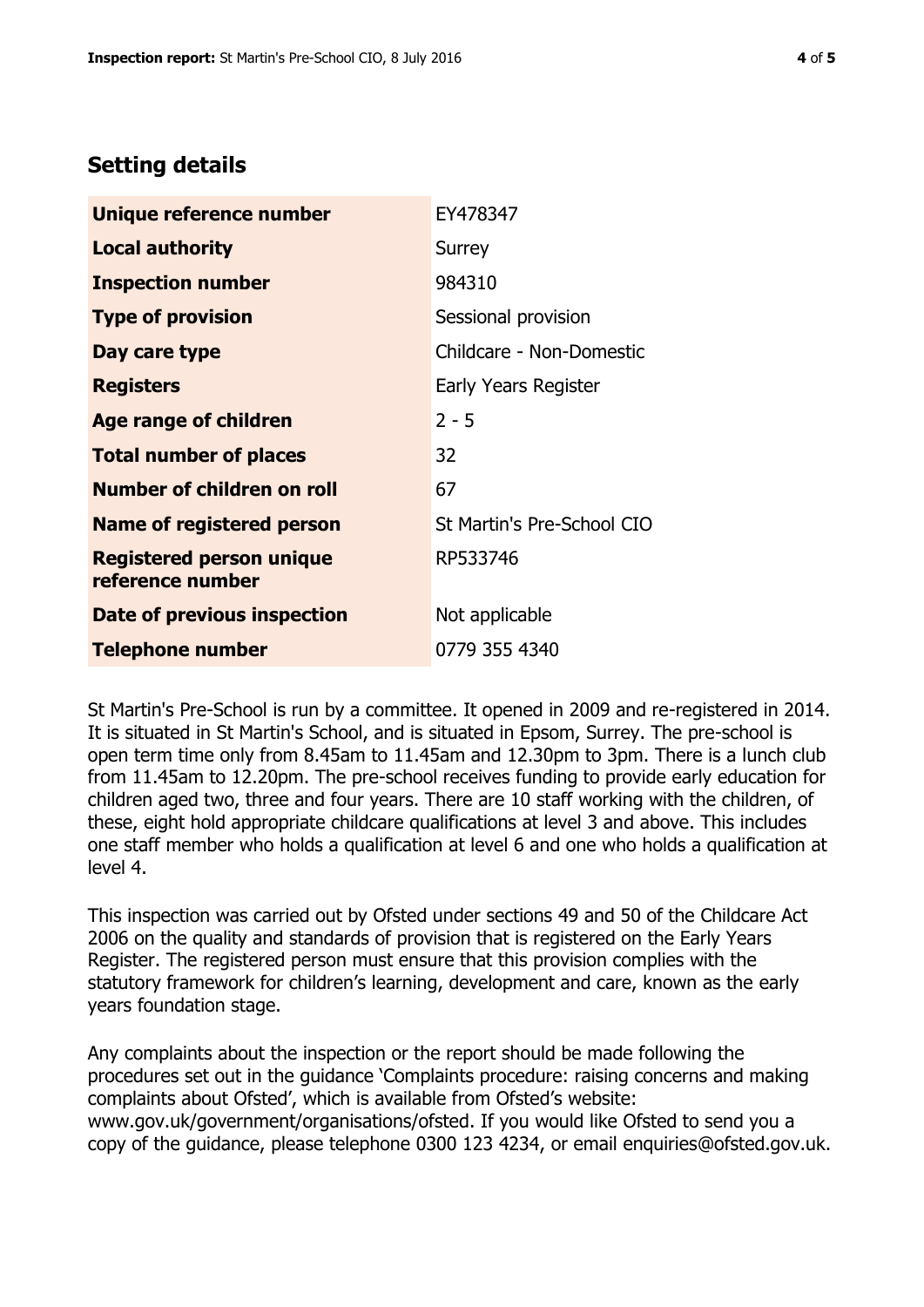## Setting details

| | |
|---|---|
| **Unique reference number** | EY478347 |
| **Local authority** | Surrey |
| **Inspection number** | 984310 |
| **Type of provision** | Sessional provision |
| **Day care type** | Childcare - Non-Domestic |
| **Registers** | Early Years Register |
| **Age range of children** | 2 - 5 |
| **Total number of places** | 32 |
| **Number of children on roll** | 67 |
| **Name of registered person** | St Martin's Pre-School CIO |
| **Registered person unique reference number** | RP533746 |
| **Date of previous inspection** | Not applicable |
| **Telephone number** | 0779 355 4340 |

St Martin's Pre-School is run by a committee. It opened in 2009 and re-registered in 2014. It is situated in St Martin's School, and is situated in Epsom, Surrey. The pre-school is open term time only from 8.45am to 11.45am and 12.30pm to 3pm. There is a lunch club from 11.45am to 12.20pm. The pre-school receives funding to provide early education for children aged two, three and four years. There are 10 staff working with the children, of these, eight hold appropriate childcare qualifications at level 3 and above. This includes one staff member who holds a qualification at level 6 and one who holds a qualification at level 4.

This inspection was carried out by Ofsted under sections 49 and 50 of the Childcare Act 2006 on the quality and standards of provision that is registered on the Early Years Register. The registered person must ensure that this provision complies with the statutory framework for children's learning, development and care, known as the early years foundation stage.

Any complaints about the inspection or the report should be made following the procedures set out in the guidance 'Complaints procedure: raising concerns and making complaints about Ofsted', which is available from Ofsted's website: www.gov.uk/government/organisations/ofsted. If you would like Ofsted to send you a copy of the guidance, please telephone 0300 123 4234, or email enquiries@ofsted.gov.uk.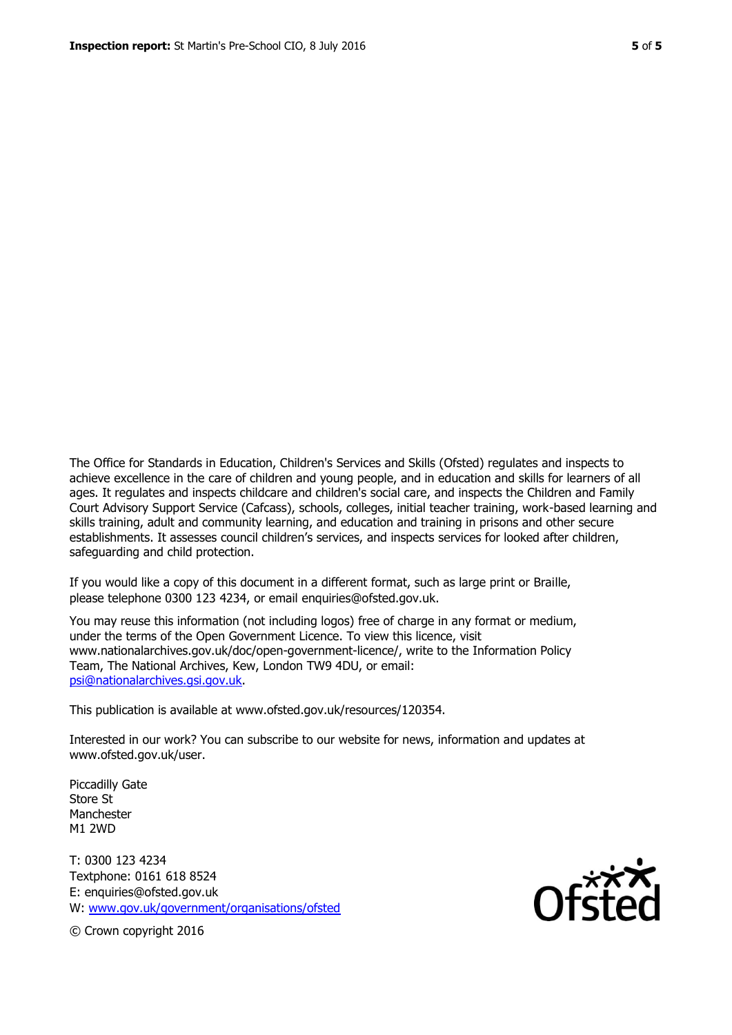The Office for Standards in Education, Children's Services and Skills (Ofsted) regulates and inspects to achieve excellence in the care of children and young people, and in education and skills for learners of all ages. It regulates and inspects childcare and children's social care, and inspects the Children and Family Court Advisory Support Service (Cafcass), schools, colleges, initial teacher training, work-based learning and skills training, adult and community learning, and education and training in prisons and other secure establishments. It assesses council children's services, and inspects services for looked after children, safeguarding and child protection.

If you would like a copy of this document in a different format, such as large print or Braille, please telephone 0300 123 4234, or email enquiries@ofsted.gov.uk.

You may reuse this information (not including logos) free of charge in any format or medium, under the terms of the Open Government Licence. To view this licence, visit www.nationalarchives.gov.uk/doc/open-government-licence/, write to the Information Policy Team, The National Archives, Kew, London TW9 4DU, or email: psi@nationalarchives.gsi.gov.uk.

This publication is available at www.ofsted.gov.uk/resources/120354.

Interested in our work? You can subscribe to our website for news, information and updates at www.ofsted.gov.uk/user.

Piccadilly Gate
Store St
Manchester
M1 2WD

T: 0300 123 4234
Textphone: 0161 618 8524
E: enquiries@ofsted.gov.uk
W: www.gov.uk/government/organisations/ofsted

© Crown copyright 2016